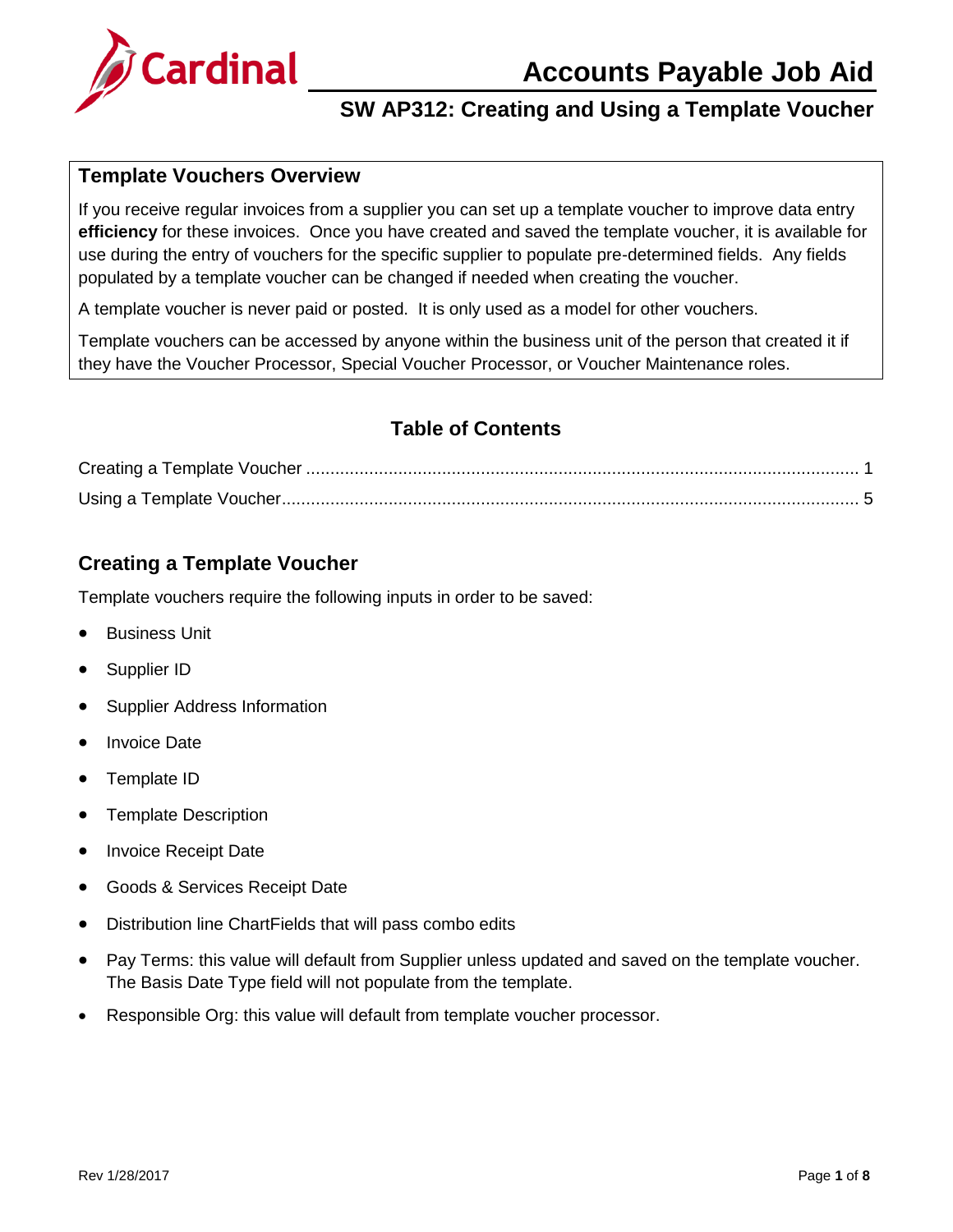# Accounts Payable Job Aid

## SW AP312: Creating and Using a Template Voucher

### Template Vouchers Overview

If you receive regular invoices from a supplier you can set up a template voucher to improve data entry **efficiency** for these invoices. Once you have created and saved the template voucher, it is available for use during the entry of vouchers for the specific supplier to populate pre-determined fields. Any fields populated by a template voucher can be changed if needed when creating the voucher.

A template voucher is never paid or posted. It is only used as a model for other vouchers.

Template vouchers can be accessed by anyone within the business unit of the person that created it if they have the Voucher Processor, Special Voucher Processor, or Voucher Maintenance roles.

### Table of Contents

Creating a Template Voucher ........................................ 1

Using a Template Voucher ........................................ 5

### Creating a Template Voucher

Template vouchers require the following inputs in order to be saved:

- Business Unit
- Supplier ID
- Supplier Address Information
- Invoice Date
- Template ID
- Template Description
- Invoice Receipt Date
- Goods & Services Receipt Date
- Distribution line ChartFields that will pass combo edits
- Pay Terms: this value will default from Supplier unless updated and saved on the template voucher. The Basis Date Type field will not populate from the template.
- Responsible Org: this value will default from template voucher processor.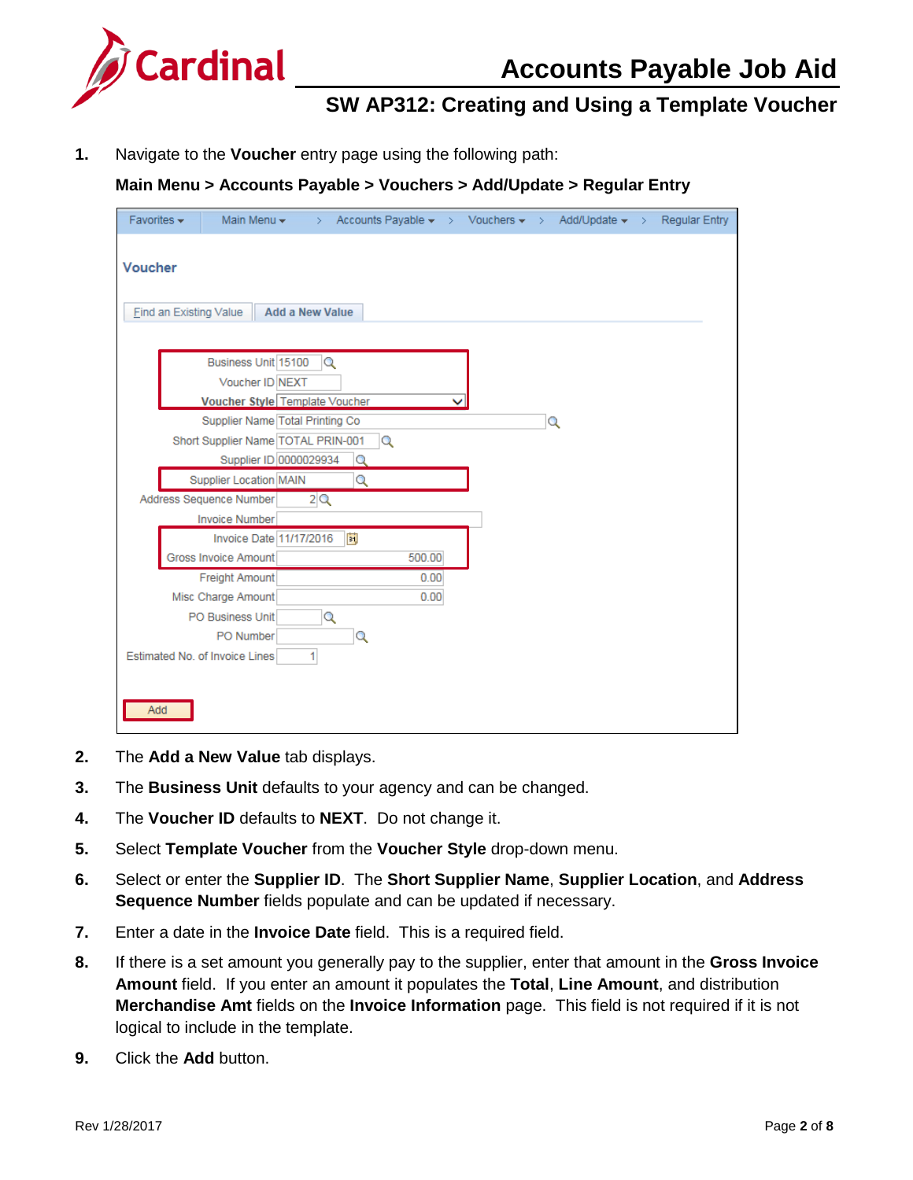1. Navigate to the **Voucher** entry page using the following path:

   **Main Menu > Accounts Payable > Vouchers > Add/Update > Regular Entry**

2. The **Add a New Value** tab displays.
3. The **Business Unit** defaults to your agency and can be changed.
4. The **Voucher ID** defaults to **NEXT**. Do not change it.
5. Select **Template Voucher** from the **Voucher Style** drop-down menu.
6. Select or enter the **Supplier ID**. The **Short Supplier Name**, **Supplier Location**, and **Address Sequence Number** fields populate and can be updated if necessary.
7. Enter a date in the **Invoice Date** field. This is a required field.
8. If there is a set amount you generally pay to the supplier, enter that amount in the **Gross Invoice Amount** field. If you enter an amount it populates the **Total**, **Line Amount**, and distribution **Merchandise Amt** fields on the **Invoice Information** page. This field is not required if it is not logical to include in the template.
9. Click the **Add** button.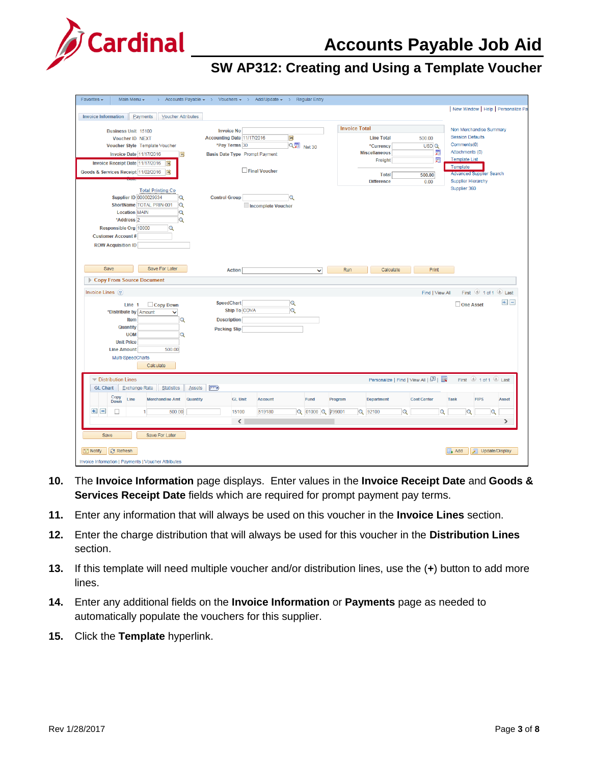10. The **Invoice Information** page displays. Enter values in the **Invoice Receipt Date** and **Goods & Services Receipt Date** fields which are required for prompt payment pay terms.

11. Enter any information that will always be used on this voucher in the **Invoice Lines** section.

12. Enter the charge distribution that will always be used for this voucher in the **Distribution Lines** section.

13. If this template will need multiple voucher and/or distribution lines, use the (**+**) button to add more lines.

14. Enter any additional fields on the **Invoice Information** or **Payments** page as needed to automatically populate the vouchers for this supplier.

15. Click the **Template** hyperlink.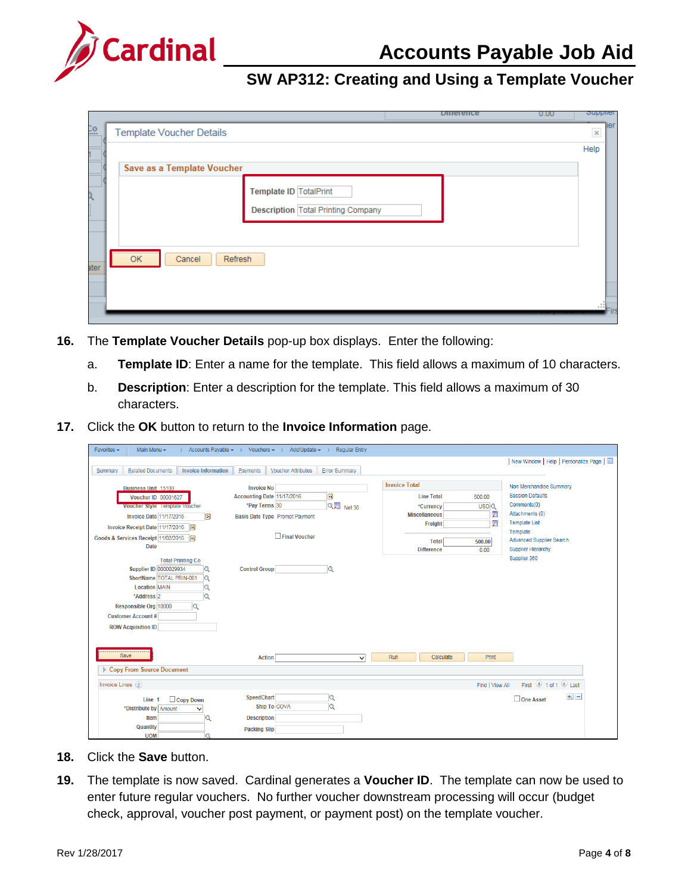16. The **Template Voucher Details** pop-up box displays. Enter the following:

    a. **Template ID**: Enter a name for the template. This field allows a maximum of 10 characters.

    b. **Description**: Enter a description for the template. This field allows a maximum of 30 characters.

17. Click the **OK** button to return to the **Invoice Information** page.

18. Click the **Save** button.

19. The template is now saved. Cardinal generates a **Voucher ID**. The template can now be used to enter future regular vouchers. No further voucher downstream processing will occur (budget check, approval, voucher post payment, or payment post) on the template voucher.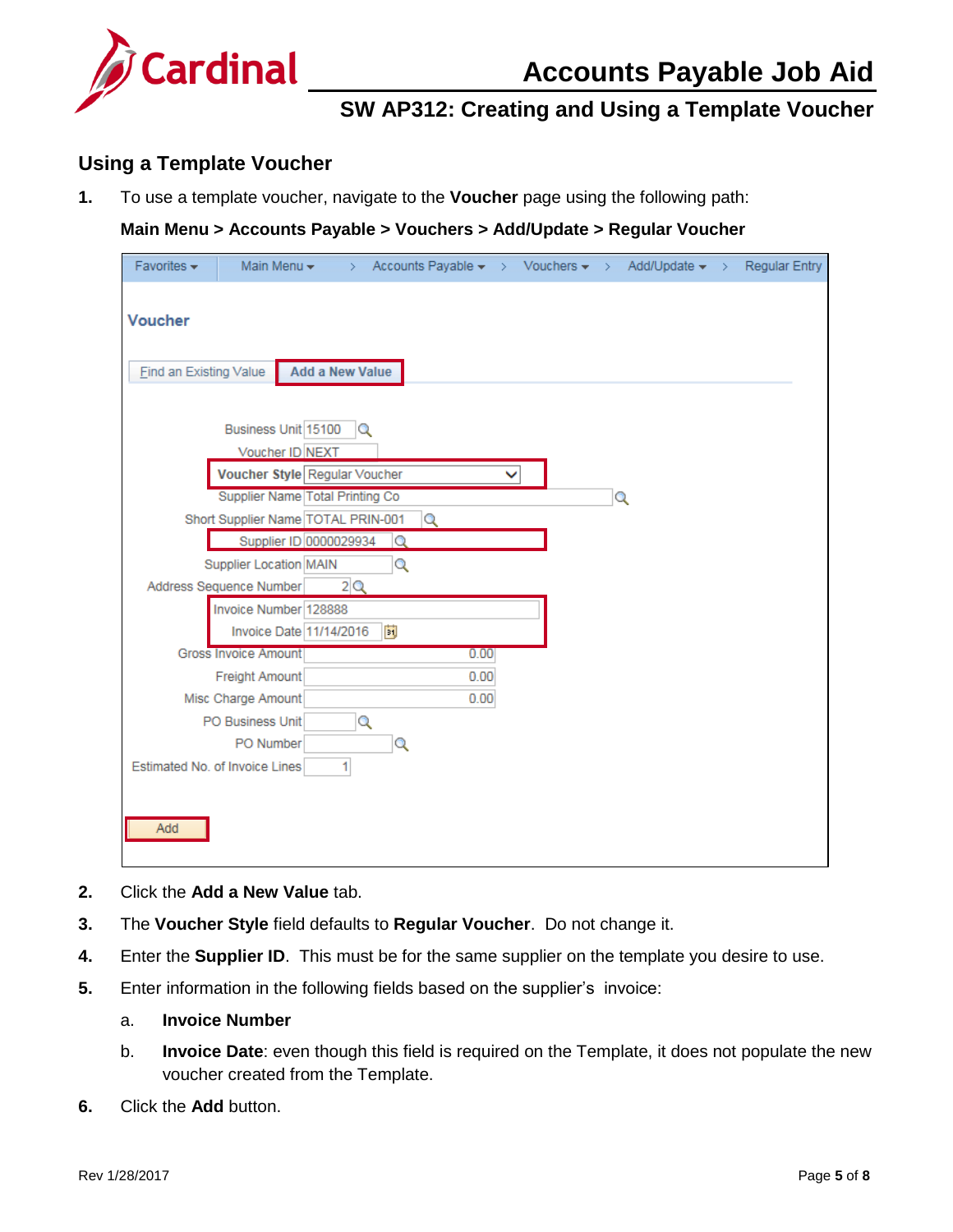## Using a Template Voucher

1. To use a template voucher, navigate to the **Voucher** page using the following path:

   **Main Menu > Accounts Payable > Vouchers > Add/Update > Regular Voucher**

2. Click the **Add a New Value** tab.
3. The **Voucher Style** field defaults to **Regular Voucher**. Do not change it.
4. Enter the **Supplier ID**. This must be for the same supplier on the template you desire to use.
5. Enter information in the following fields based on the supplier's invoice:
   a. **Invoice Number**
   b. **Invoice Date**: even though this field is required on the Template, it does not populate the new voucher created from the Template.
6. Click the **Add** button.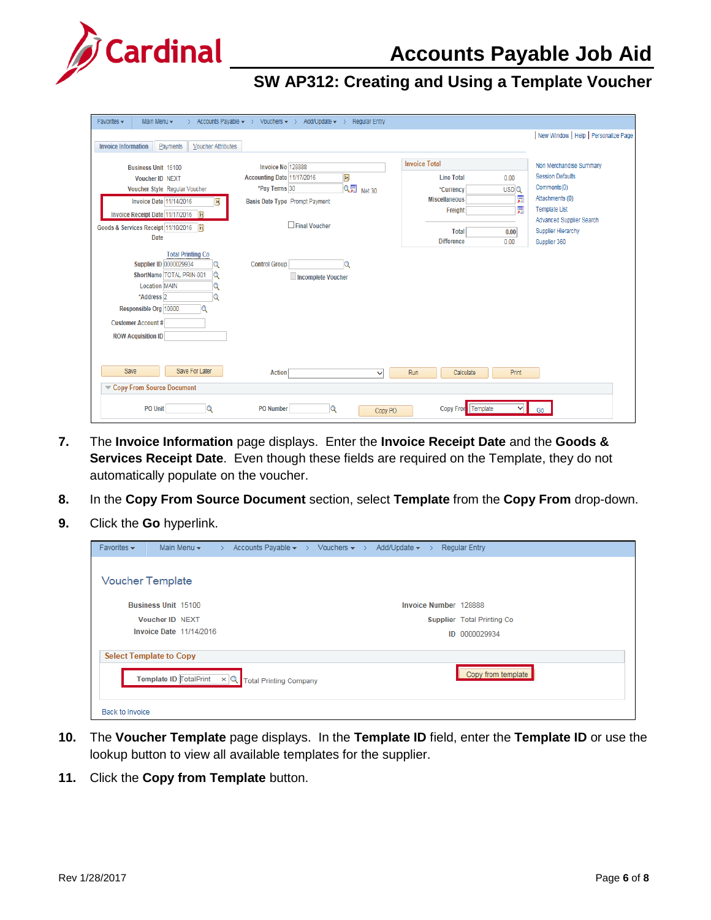7. The **Invoice Information** page displays. Enter the **Invoice Receipt Date** and the **Goods & Services Receipt Date**. Even though these fields are required on the Template, they do not automatically populate on the voucher.

8. In the **Copy From Source Document** section, select **Template** from the **Copy From** drop-down.

9. Click the **Go** hyperlink.

10. The **Voucher Template** page displays. In the **Template ID** field, enter the **Template ID** or use the lookup button to view all available templates for the supplier.

11. Click the **Copy from Template** button.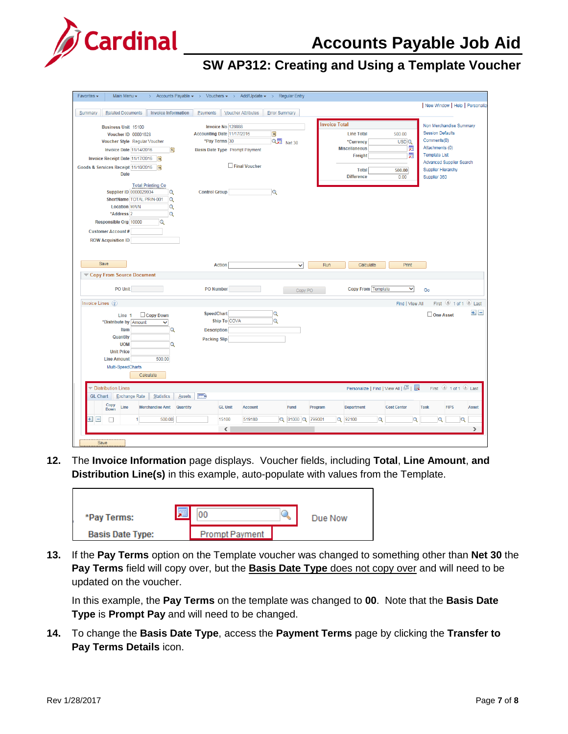12. The **Invoice Information** page displays. Voucher fields, including **Total**, **Line Amount**, **and Distribution Line(s)** in this example, auto-populate with values from the Template.

13. If the **Pay Terms** option on the Template voucher was changed to something other than **Net 30** the **Pay Terms** field will copy over, but the **Basis Date Type does not copy over** and will need to be updated on the voucher.

    In this example, the **Pay Terms** on the template was changed to **00**. Note that the **Basis Date Type** is **Prompt Pay** and will need to be changed.

14. To change the **Basis Date Type**, access the **Payment Terms** page by clicking the **Transfer to Pay Terms Details** icon.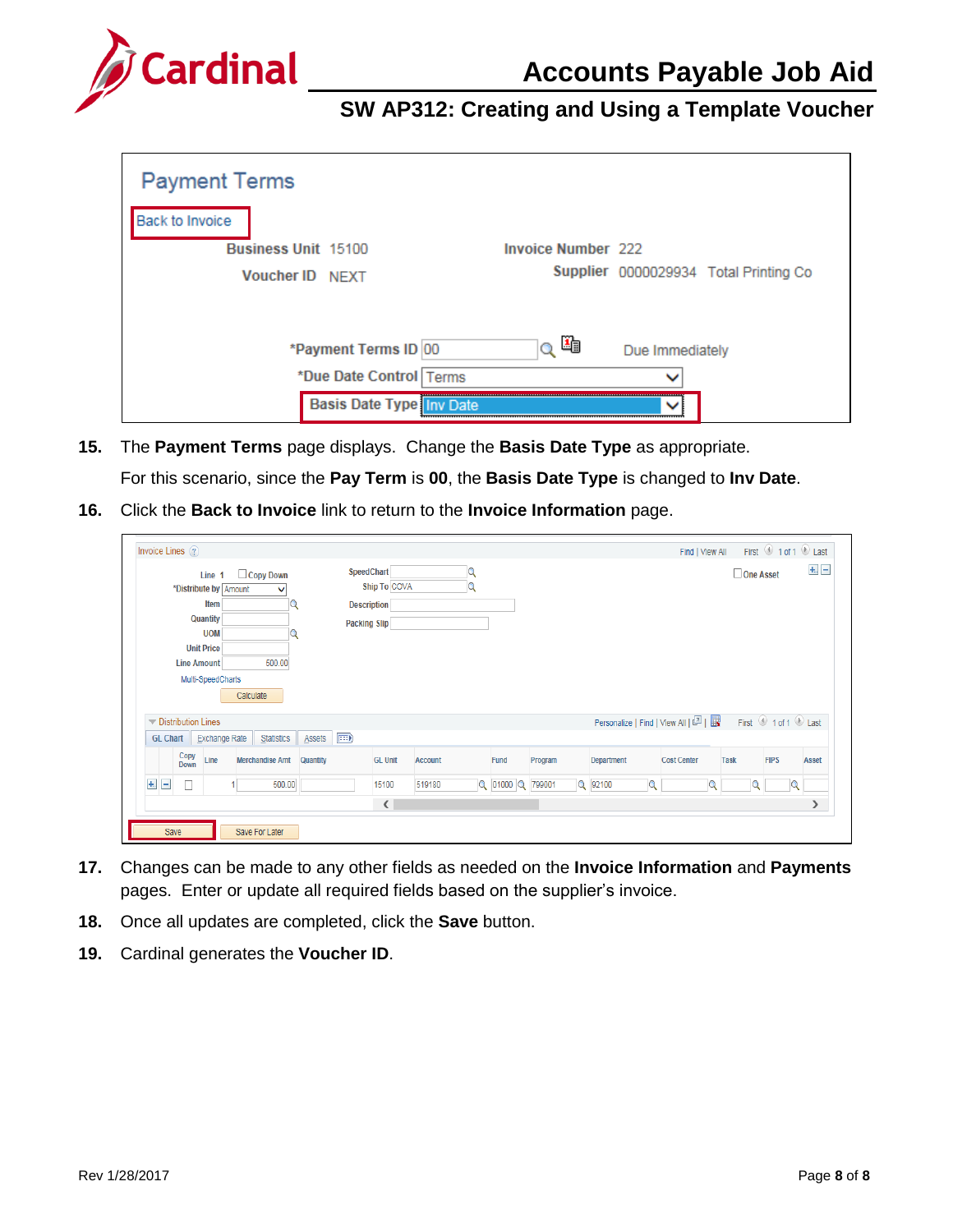15. The **Payment Terms** page displays. Change the **Basis Date Type** as appropriate.

    For this scenario, since the **Pay Term** is **00**, the **Basis Date Type** is changed to **Inv Date**.

16. Click the **Back to Invoice** link to return to the **Invoice Information** page.

17. Changes can be made to any other fields as needed on the **Invoice Information** and **Payments** pages. Enter or update all required fields based on the supplier's invoice.

18. Once all updates are completed, click the **Save** button.

19. Cardinal generates the **Voucher ID**.